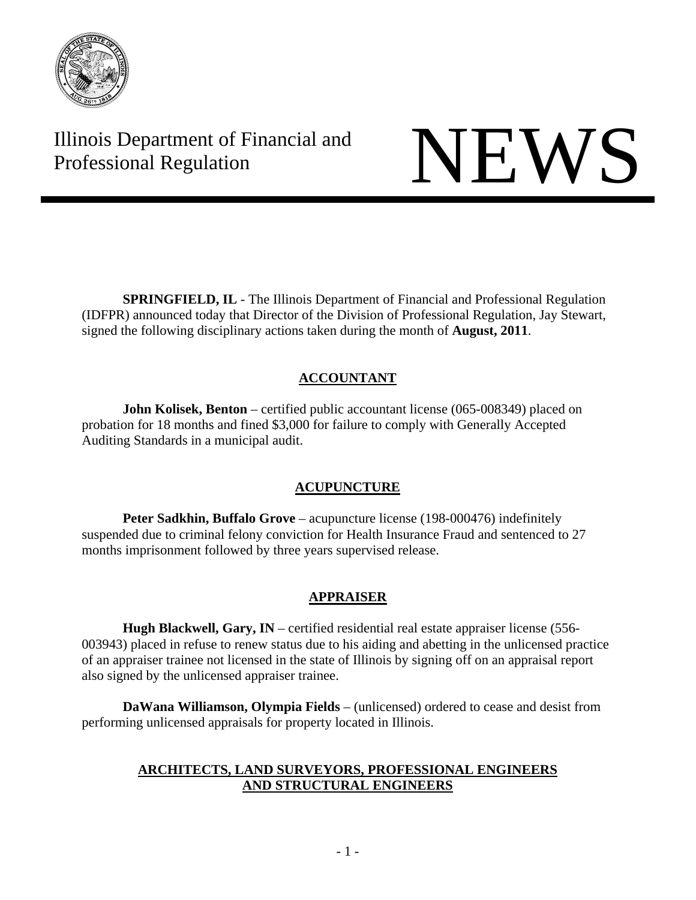Illinois Department of Financial and Professional Regulation

# NEWS

**SPRINGFIELD, IL** - The Illinois Department of Financial and Professional Regulation (IDFPR) announced today that Director of the Division of Professional Regulation, Jay Stewart, signed the following disciplinary actions taken during the month of **August, 2011**.

## ACCOUNTANT

**John Kolisek, Benton** – certified public accountant license (065-008349) placed on probation for 18 months and fined $3,000 for failure to comply with Generally Accepted Auditing Standards in a municipal audit.

## ACUPUNCTURE

**Peter Sadkhin, Buffalo Grove** – acupuncture license (198-000476) indefinitely suspended due to criminal felony conviction for Health Insurance Fraud and sentenced to 27 months imprisonment followed by three years supervised release.

## APPRAISER

**Hugh Blackwell, Gary, IN** – certified residential real estate appraiser license (556-003943) placed in refuse to renew status due to his aiding and abetting in the unlicensed practice of an appraiser trainee not licensed in the state of Illinois by signing off on an appraisal report also signed by the unlicensed appraiser trainee.

**DaWana Williamson, Olympia Fields** – (unlicensed) ordered to cease and desist from performing unlicensed appraisals for property located in Illinois.

## ARCHITECTS, LAND SURVEYORS, PROFESSIONAL ENGINEERS AND STRUCTURAL ENGINEERS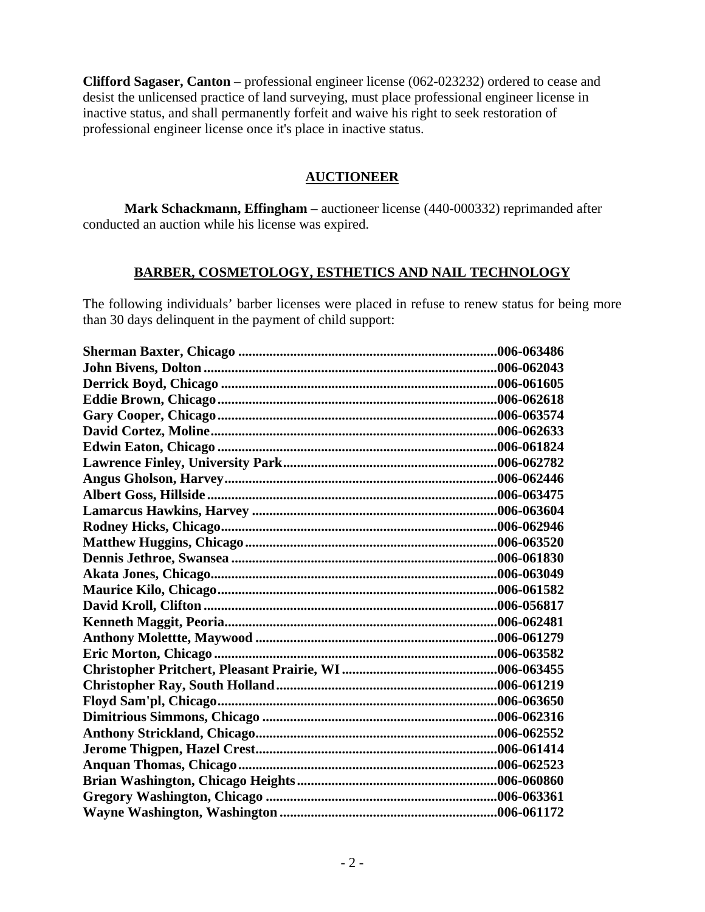**Clifford Sagaser, Canton** – professional engineer license (062-023232) ordered to cease and desist the unlicensed practice of land surveying, must place professional engineer license in inactive status, and shall permanently forfeit and waive his right to seek restoration of professional engineer license once it's place in inactive status.

## AUCTIONEER

**Mark Schackmann, Effingham** – auctioneer license (440-000332) reprimanded after conducted an auction while his license was expired.

## BARBER, COSMETOLOGY, ESTHETICS AND NAIL TECHNOLOGY

The following individuals' barber licenses were placed in refuse to renew status for being more than 30 days delinquent in the payment of child support:

**Sherman Baxter, Chicago ..........006-063486**
**John Bivens, Dolton ..........006-062043**
**Derrick Boyd, Chicago ..........006-061605**
**Eddie Brown, Chicago..........006-062618**
**Gary Cooper, Chicago..........006-063574**
**David Cortez, Moline..........006-062633**
**Edwin Eaton, Chicago ..........006-061824**
**Lawrence Finley, University Park..........006-062782**
**Angus Gholson, Harvey..........006-062446**
**Albert Goss, Hillside..........006-063475**
**Lamarcus Hawkins, Harvey ..........006-063604**
**Rodney Hicks, Chicago..........006-062946**
**Matthew Huggins, Chicago..........006-063520**
**Dennis Jethroe, Swansea ..........006-061830**
**Akata Jones, Chicago..........006-063049**
**Maurice Kilo, Chicago..........006-061582**
**David Kroll, Clifton..........006-056817**
**Kenneth Maggit, Peoria..........006-062481**
**Anthony Molettte, Maywood ..........006-061279**
**Eric Morton, Chicago..........006-063582**
**Christopher Pritchert, Pleasant Prairie, WI ..........006-063455**
**Christopher Ray, South Holland..........006-061219**
**Floyd Sam'pl, Chicago..........006-063650**
**Dimitrious Simmons, Chicago ..........006-062316**
**Anthony Strickland, Chicago..........006-062552**
**Jerome Thigpen, Hazel Crest..........006-061414**
**Anquan Thomas, Chicago..........006-062523**
**Brian Washington, Chicago Heights..........006-060860**
**Gregory Washington, Chicago ..........006-063361**
**Wayne Washington, Washington ..........006-061172**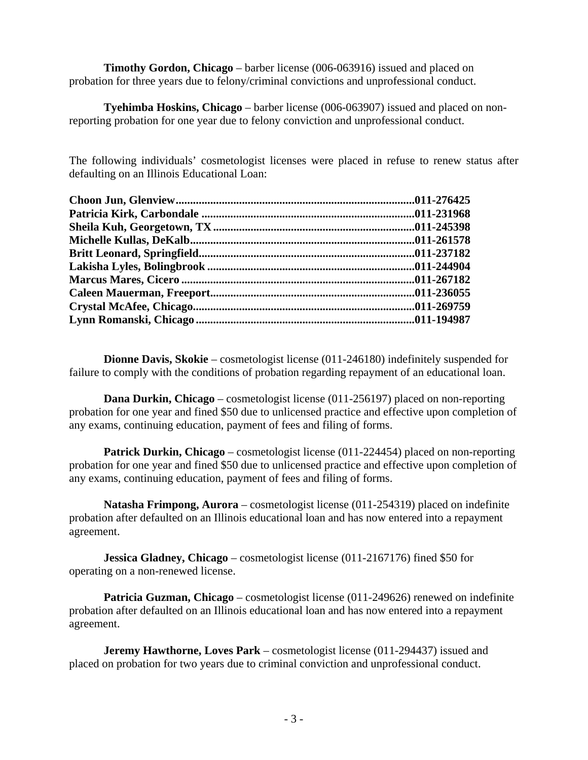**Timothy Gordon, Chicago** – barber license (006-063916) issued and placed on probation for three years due to felony/criminal convictions and unprofessional conduct.

**Tyehimba Hoskins, Chicago** – barber license (006-063907) issued and placed on non-reporting probation for one year due to felony conviction and unprofessional conduct.

The following individuals' cosmetologist licenses were placed in refuse to renew status after defaulting on an Illinois Educational Loan:

**Choon Jun, Glenview..................................................................................011-276425**
**Patricia Kirk, Carbondale .........................................................................011-231968**
**Sheila Kuh, Georgetown, TX .....................................................................011-245398**
**Michelle Kullas, DeKalb.............................................................................011-261578**
**Britt Leonard, Springfield..........................................................................011-237182**
**Lakisha Lyles, Bolingbrook .......................................................................011-244904**
**Marcus Mares, Cicero ................................................................................011-267182**
**Caleen Mauerman, Freeport......................................................................011-236055**
**Crystal McAfee, Chicago............................................................................011-269759**
**Lynn Romanski, Chicago ...........................................................................011-194987**

**Dionne Davis, Skokie** – cosmetologist license (011-246180) indefinitely suspended for failure to comply with the conditions of probation regarding repayment of an educational loan.

**Dana Durkin, Chicago** – cosmetologist license (011-256197) placed on non-reporting probation for one year and fined $50 due to unlicensed practice and effective upon completion of any exams, continuing education, payment of fees and filing of forms.

**Patrick Durkin, Chicago** – cosmetologist license (011-224454) placed on non-reporting probation for one year and fined $50 due to unlicensed practice and effective upon completion of any exams, continuing education, payment of fees and filing of forms.

**Natasha Frimpong, Aurora** – cosmetologist license (011-254319) placed on indefinite probation after defaulted on an Illinois educational loan and has now entered into a repayment agreement.

**Jessica Gladney, Chicago** – cosmetologist license (011-2167176) fined $50 for operating on a non-renewed license.

**Patricia Guzman, Chicago** – cosmetologist license (011-249626) renewed on indefinite probation after defaulted on an Illinois educational loan and has now entered into a repayment agreement.

**Jeremy Hawthorne, Loves Park** – cosmetologist license (011-294437) issued and placed on probation for two years due to criminal conviction and unprofessional conduct.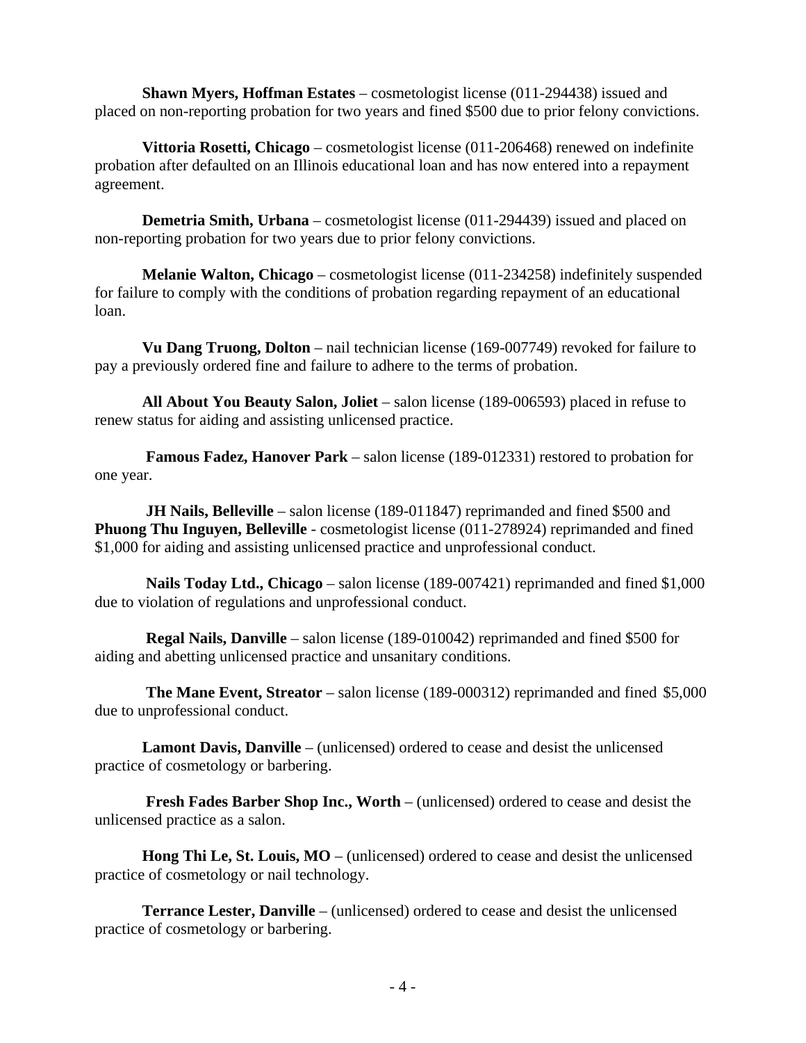**Shawn Myers, Hoffman Estates** – cosmetologist license (011-294438) issued and placed on non-reporting probation for two years and fined $500 due to prior felony convictions.

**Vittoria Rosetti, Chicago** – cosmetologist license (011-206468) renewed on indefinite probation after defaulted on an Illinois educational loan and has now entered into a repayment agreement.

**Demetria Smith, Urbana** – cosmetologist license (011-294439) issued and placed on non-reporting probation for two years due to prior felony convictions.

**Melanie Walton, Chicago** – cosmetologist license (011-234258) indefinitely suspended for failure to comply with the conditions of probation regarding repayment of an educational loan.

**Vu Dang Truong, Dolton** – nail technician license (169-007749) revoked for failure to pay a previously ordered fine and failure to adhere to the terms of probation.

**All About You Beauty Salon, Joliet** – salon license (189-006593) placed in refuse to renew status for aiding and assisting unlicensed practice.

**Famous Fadez, Hanover Park** – salon license (189-012331) restored to probation for one year.

**JH Nails, Belleville** – salon license (189-011847) reprimanded and fined $500 and **Phuong Thu Inguyen, Belleville** - cosmetologist license (011-278924) reprimanded and fined $1,000 for aiding and assisting unlicensed practice and unprofessional conduct.

**Nails Today Ltd., Chicago** – salon license (189-007421) reprimanded and fined $1,000 due to violation of regulations and unprofessional conduct.

**Regal Nails, Danville** – salon license (189-010042) reprimanded and fined $500 for aiding and abetting unlicensed practice and unsanitary conditions.

**The Mane Event, Streator** – salon license (189-000312) reprimanded and fined $5,000 due to unprofessional conduct.

**Lamont Davis, Danville** – (unlicensed) ordered to cease and desist the unlicensed practice of cosmetology or barbering.

**Fresh Fades Barber Shop Inc., Worth** – (unlicensed) ordered to cease and desist the unlicensed practice as a salon.

**Hong Thi Le, St. Louis, MO** – (unlicensed) ordered to cease and desist the unlicensed practice of cosmetology or nail technology.

**Terrance Lester, Danville** – (unlicensed) ordered to cease and desist the unlicensed practice of cosmetology or barbering.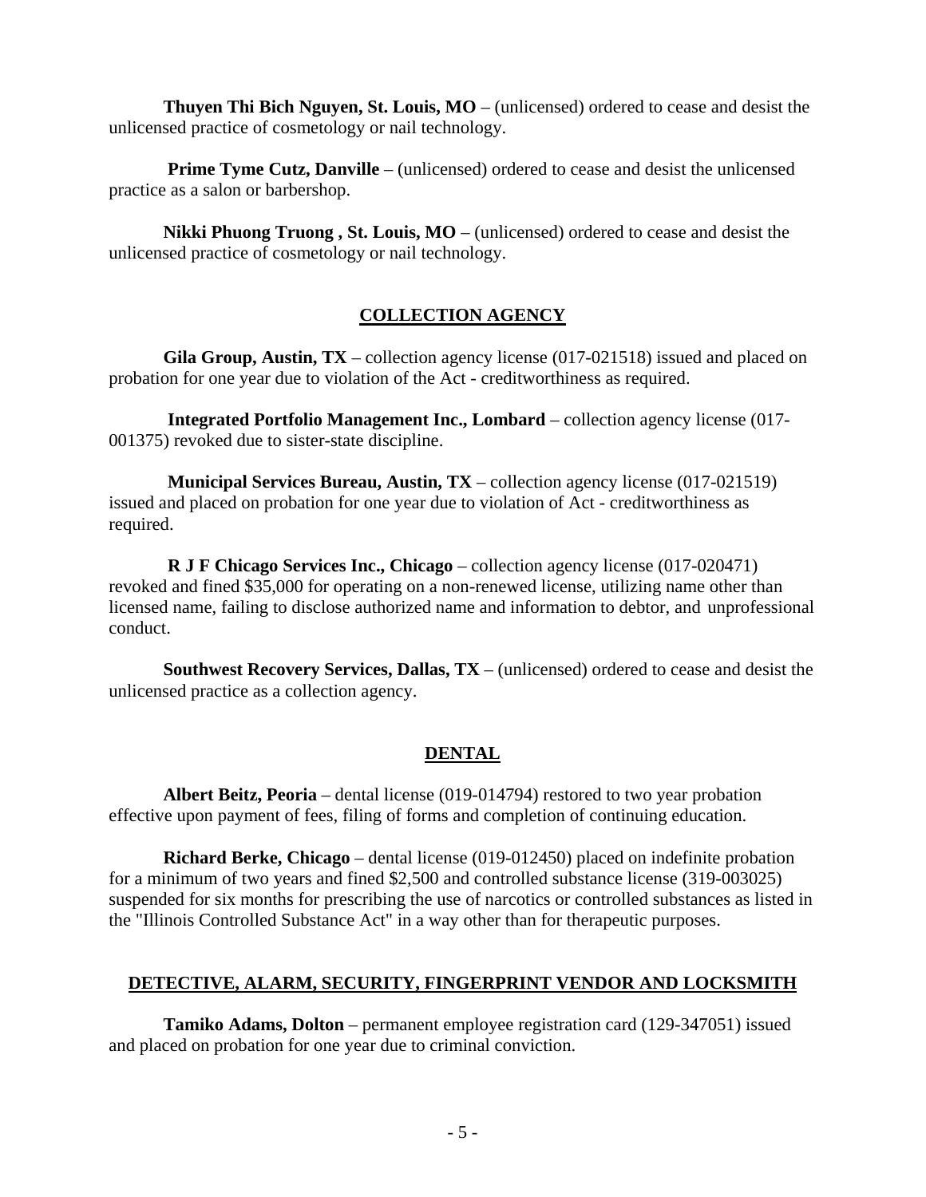**Thuyen Thi Bich Nguyen, St. Louis, MO** – (unlicensed) ordered to cease and desist the unlicensed practice of cosmetology or nail technology.

**Prime Tyme Cutz, Danville** – (unlicensed) ordered to cease and desist the unlicensed practice as a salon or barbershop.

**Nikki Phuong Truong , St. Louis, MO** – (unlicensed) ordered to cease and desist the unlicensed practice of cosmetology or nail technology.

## COLLECTION AGENCY

**Gila Group, Austin, TX** – collection agency license (017-021518) issued and placed on probation for one year due to violation of the Act - creditworthiness as required.

**Integrated Portfolio Management Inc., Lombard** – collection agency license (017-001375) revoked due to sister-state discipline.

**Municipal Services Bureau, Austin, TX** – collection agency license (017-021519) issued and placed on probation for one year due to violation of Act - creditworthiness as required.

**R J F Chicago Services Inc., Chicago** – collection agency license (017-020471) revoked and fined $35,000 for operating on a non-renewed license, utilizing name other than licensed name, failing to disclose authorized name and information to debtor, and unprofessional conduct.

**Southwest Recovery Services, Dallas, TX** – (unlicensed) ordered to cease and desist the unlicensed practice as a collection agency.

## DENTAL

**Albert Beitz, Peoria** – dental license (019-014794) restored to two year probation effective upon payment of fees, filing of forms and completion of continuing education.

**Richard Berke, Chicago** – dental license (019-012450) placed on indefinite probation for a minimum of two years and fined $2,500 and controlled substance license (319-003025) suspended for six months for prescribing the use of narcotics or controlled substances as listed in the "Illinois Controlled Substance Act" in a way other than for therapeutic purposes.

## DETECTIVE, ALARM, SECURITY, FINGERPRINT VENDOR AND LOCKSMITH

**Tamiko Adams, Dolton** – permanent employee registration card (129-347051) issued and placed on probation for one year due to criminal conviction.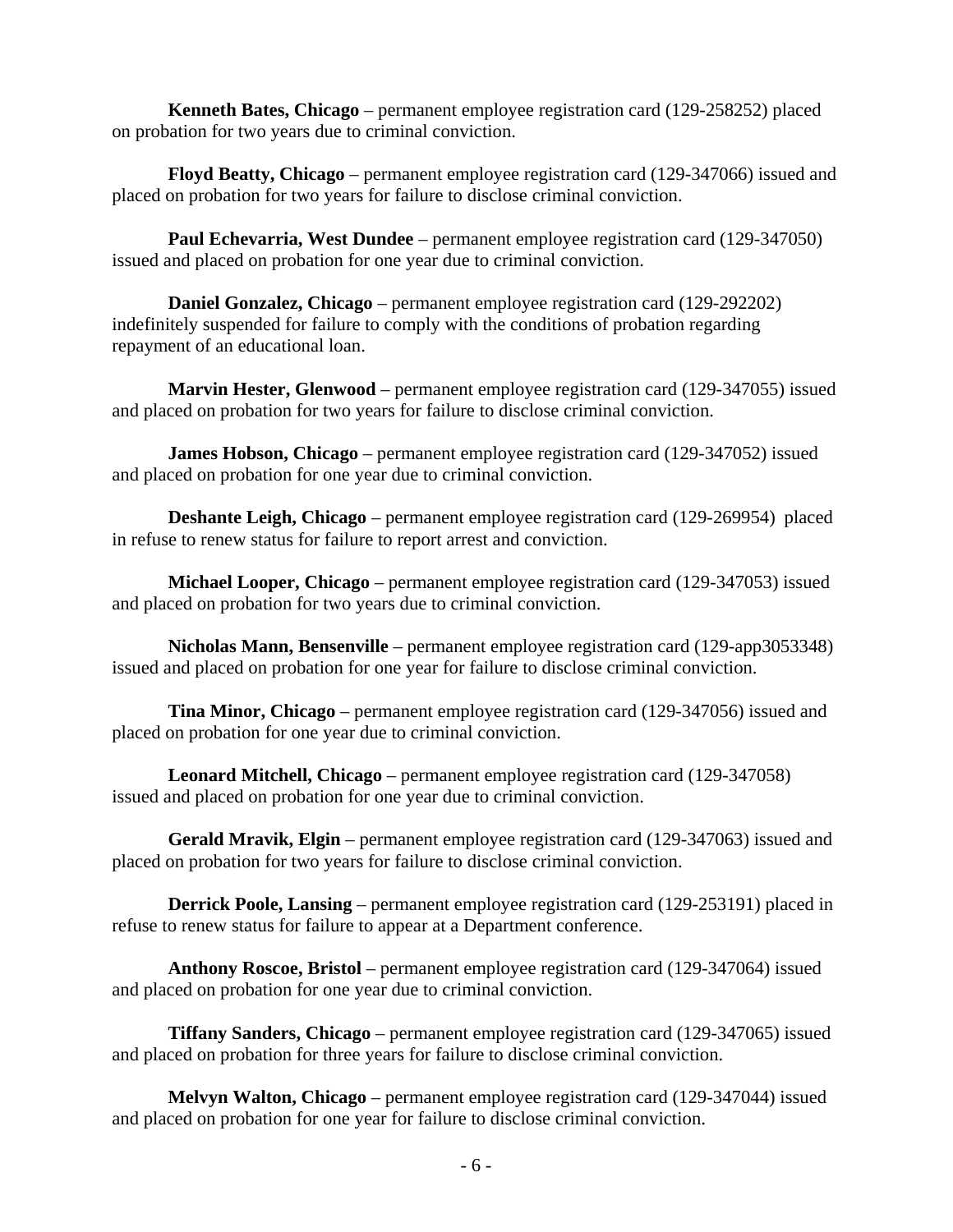**Kenneth Bates, Chicago** – permanent employee registration card (129-258252) placed on probation for two years due to criminal conviction.

**Floyd Beatty, Chicago** – permanent employee registration card (129-347066) issued and placed on probation for two years for failure to disclose criminal conviction.

**Paul Echevarria, West Dundee** – permanent employee registration card (129-347050) issued and placed on probation for one year due to criminal conviction.

**Daniel Gonzalez, Chicago** – permanent employee registration card (129-292202) indefinitely suspended for failure to comply with the conditions of probation regarding repayment of an educational loan.

**Marvin Hester, Glenwood** – permanent employee registration card (129-347055) issued and placed on probation for two years for failure to disclose criminal conviction.

**James Hobson, Chicago** – permanent employee registration card (129-347052) issued and placed on probation for one year due to criminal conviction.

**Deshante Leigh, Chicago** – permanent employee registration card (129-269954) placed in refuse to renew status for failure to report arrest and conviction.

**Michael Looper, Chicago** – permanent employee registration card (129-347053) issued and placed on probation for two years due to criminal conviction.

**Nicholas Mann, Bensenville** – permanent employee registration card (129-app3053348) issued and placed on probation for one year for failure to disclose criminal conviction.

**Tina Minor, Chicago** – permanent employee registration card (129-347056) issued and placed on probation for one year due to criminal conviction.

**Leonard Mitchell, Chicago** – permanent employee registration card (129-347058) issued and placed on probation for one year due to criminal conviction.

**Gerald Mravik, Elgin** – permanent employee registration card (129-347063) issued and placed on probation for two years for failure to disclose criminal conviction.

**Derrick Poole, Lansing** – permanent employee registration card (129-253191) placed in refuse to renew status for failure to appear at a Department conference.

**Anthony Roscoe, Bristol** – permanent employee registration card (129-347064) issued and placed on probation for one year due to criminal conviction.

**Tiffany Sanders, Chicago** – permanent employee registration card (129-347065) issued and placed on probation for three years for failure to disclose criminal conviction.

**Melvyn Walton, Chicago** – permanent employee registration card (129-347044) issued and placed on probation for one year for failure to disclose criminal conviction.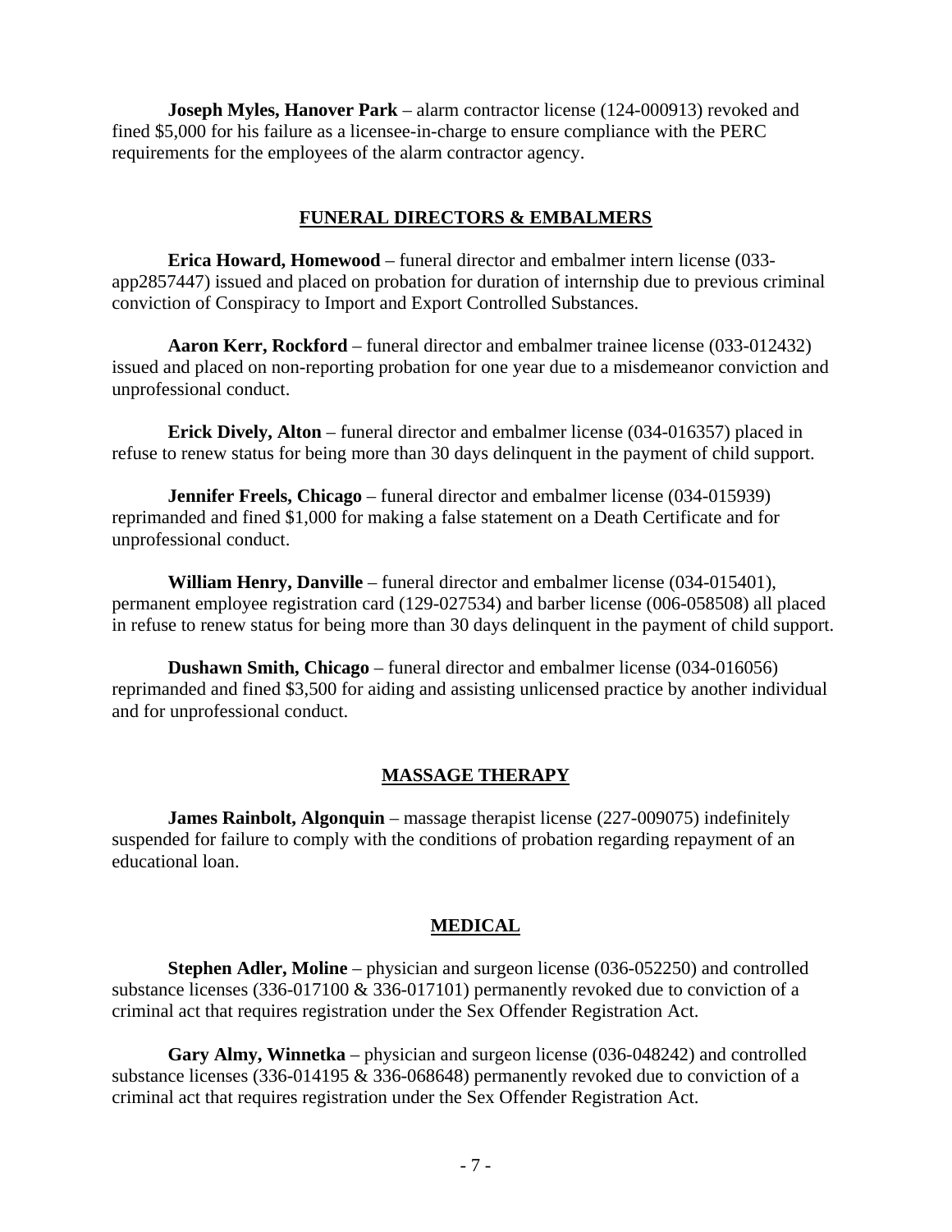**Joseph Myles, Hanover Park** – alarm contractor license (124-000913) revoked and fined $5,000 for his failure as a licensee-in-charge to ensure compliance with the PERC requirements for the employees of the alarm contractor agency.

## FUNERAL DIRECTORS & EMBALMERS

**Erica Howard, Homewood** – funeral director and embalmer intern license (033-app2857447) issued and placed on probation for duration of internship due to previous criminal conviction of Conspiracy to Import and Export Controlled Substances.

**Aaron Kerr, Rockford** – funeral director and embalmer trainee license (033-012432) issued and placed on non-reporting probation for one year due to a misdemeanor conviction and unprofessional conduct.

**Erick Dively, Alton** – funeral director and embalmer license (034-016357) placed in refuse to renew status for being more than 30 days delinquent in the payment of child support.

**Jennifer Freels, Chicago** – funeral director and embalmer license (034-015939) reprimanded and fined $1,000 for making a false statement on a Death Certificate and for unprofessional conduct.

**William Henry, Danville** – funeral director and embalmer license (034-015401), permanent employee registration card (129-027534) and barber license (006-058508) all placed in refuse to renew status for being more than 30 days delinquent in the payment of child support.

**Dushawn Smith, Chicago** – funeral director and embalmer license (034-016056) reprimanded and fined $3,500 for aiding and assisting unlicensed practice by another individual and for unprofessional conduct.

## MASSAGE THERAPY

**James Rainbolt, Algonquin** – massage therapist license (227-009075) indefinitely suspended for failure to comply with the conditions of probation regarding repayment of an educational loan.

## MEDICAL

**Stephen Adler, Moline** – physician and surgeon license (036-052250) and controlled substance licenses (336-017100 & 336-017101) permanently revoked due to conviction of a criminal act that requires registration under the Sex Offender Registration Act.

**Gary Almy, Winnetka** – physician and surgeon license (036-048242) and controlled substance licenses (336-014195 & 336-068648) permanently revoked due to conviction of a criminal act that requires registration under the Sex Offender Registration Act.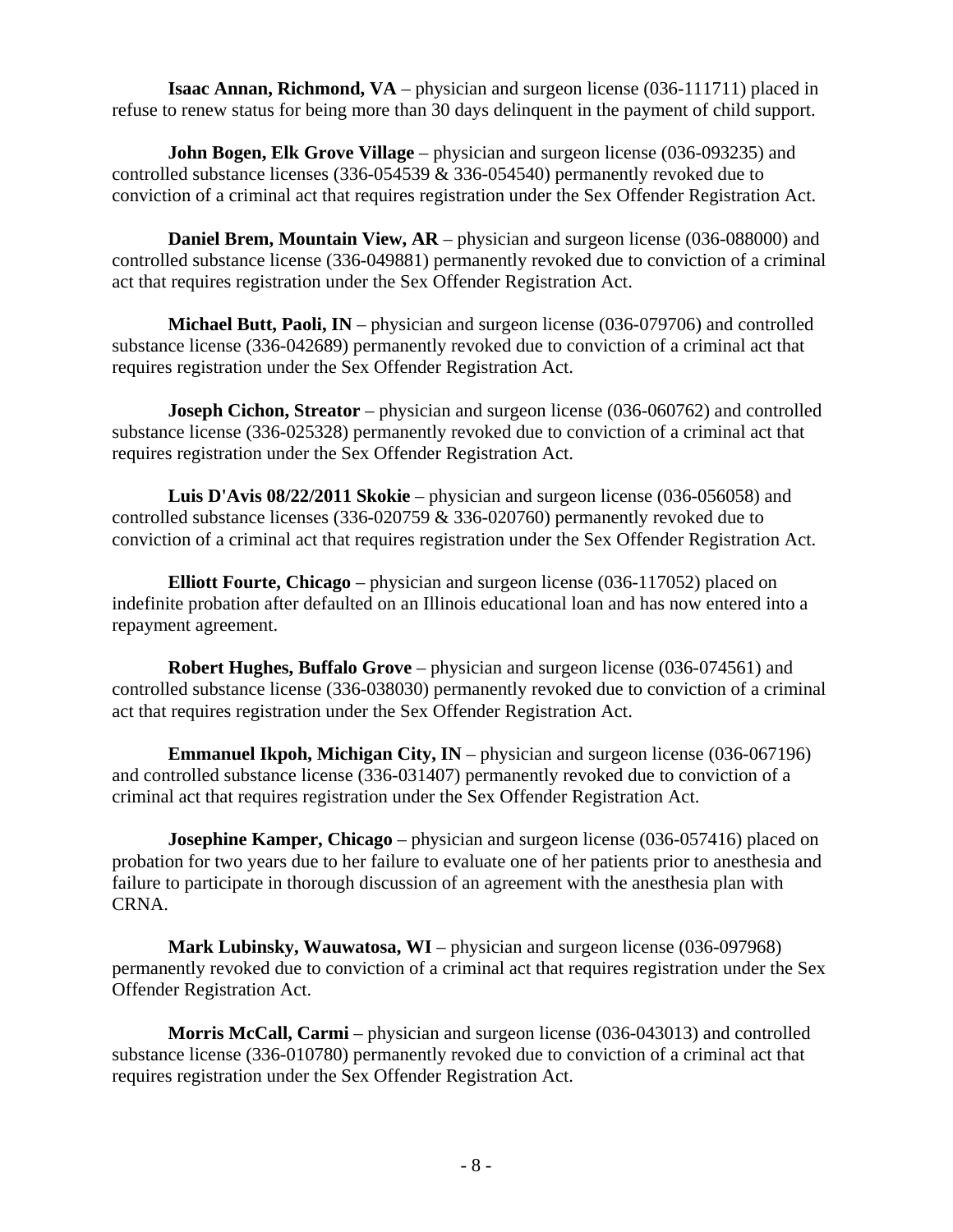**Isaac Annan, Richmond, VA** – physician and surgeon license (036-111711) placed in refuse to renew status for being more than 30 days delinquent in the payment of child support.

**John Bogen, Elk Grove Village** – physician and surgeon license (036-093235) and controlled substance licenses (336-054539 & 336-054540) permanently revoked due to conviction of a criminal act that requires registration under the Sex Offender Registration Act.

**Daniel Brem, Mountain View, AR** – physician and surgeon license (036-088000) and controlled substance license (336-049881) permanently revoked due to conviction of a criminal act that requires registration under the Sex Offender Registration Act.

**Michael Butt, Paoli, IN** – physician and surgeon license (036-079706) and controlled substance license (336-042689) permanently revoked due to conviction of a criminal act that requires registration under the Sex Offender Registration Act.

**Joseph Cichon, Streator** – physician and surgeon license (036-060762) and controlled substance license (336-025328) permanently revoked due to conviction of a criminal act that requires registration under the Sex Offender Registration Act.

**Luis D'Avis 08/22/2011 Skokie** – physician and surgeon license (036-056058) and controlled substance licenses (336-020759 & 336-020760) permanently revoked due to conviction of a criminal act that requires registration under the Sex Offender Registration Act.

**Elliott Fourte, Chicago** – physician and surgeon license (036-117052) placed on indefinite probation after defaulted on an Illinois educational loan and has now entered into a repayment agreement.

**Robert Hughes, Buffalo Grove** – physician and surgeon license (036-074561) and controlled substance license (336-038030) permanently revoked due to conviction of a criminal act that requires registration under the Sex Offender Registration Act.

**Emmanuel Ikpoh, Michigan City, IN** – physician and surgeon license (036-067196) and controlled substance license (336-031407) permanently revoked due to conviction of a criminal act that requires registration under the Sex Offender Registration Act.

**Josephine Kamper, Chicago** – physician and surgeon license (036-057416) placed on probation for two years due to her failure to evaluate one of her patients prior to anesthesia and failure to participate in thorough discussion of an agreement with the anesthesia plan with CRNA.

**Mark Lubinsky, Wauwatosa, WI** – physician and surgeon license (036-097968) permanently revoked due to conviction of a criminal act that requires registration under the Sex Offender Registration Act.

**Morris McCall, Carmi** – physician and surgeon license (036-043013) and controlled substance license (336-010780) permanently revoked due to conviction of a criminal act that requires registration under the Sex Offender Registration Act.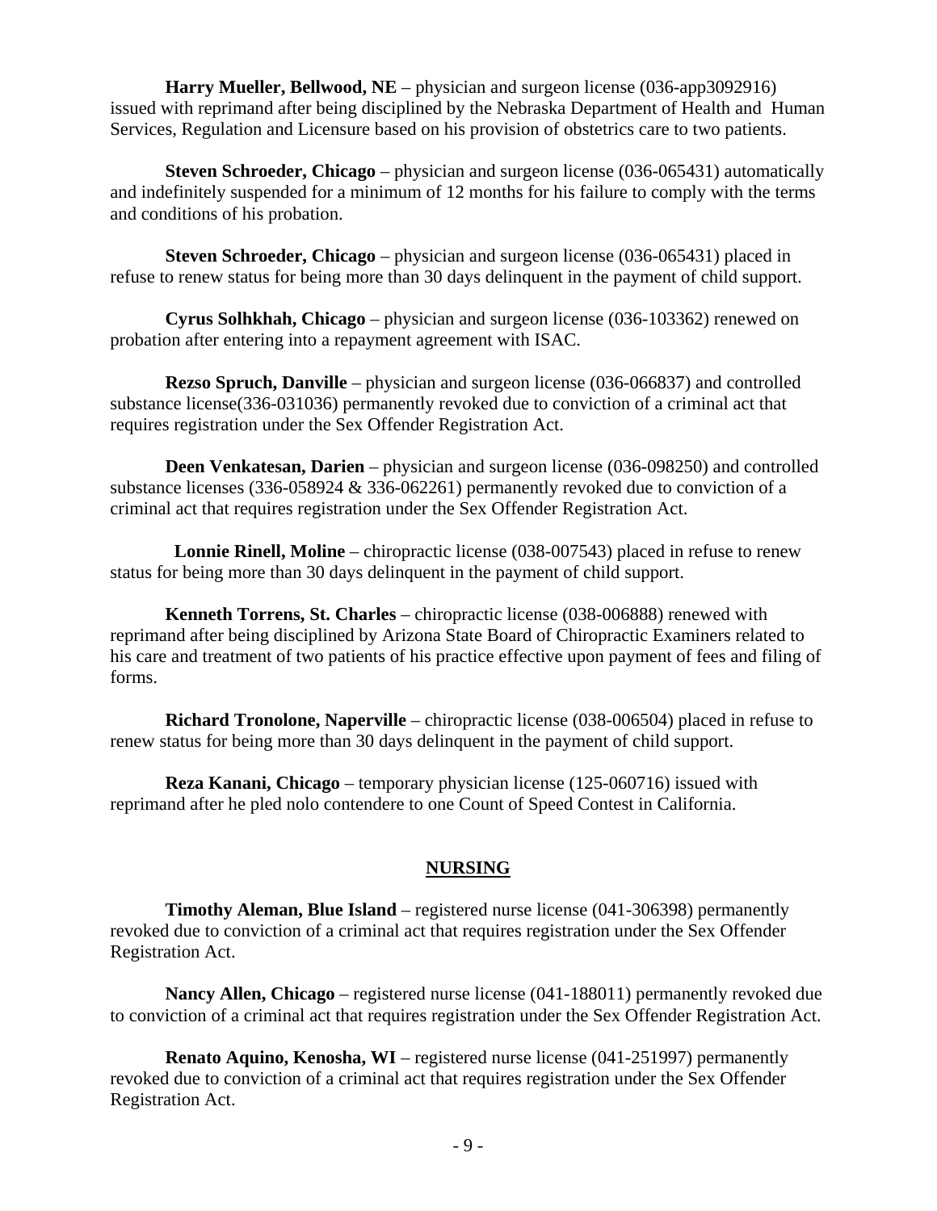**Harry Mueller, Bellwood, NE** – physician and surgeon license (036-app3092916) issued with reprimand after being disciplined by the Nebraska Department of Health and Human Services, Regulation and Licensure based on his provision of obstetrics care to two patients.

**Steven Schroeder, Chicago** – physician and surgeon license (036-065431) automatically and indefinitely suspended for a minimum of 12 months for his failure to comply with the terms and conditions of his probation.

**Steven Schroeder, Chicago** – physician and surgeon license (036-065431) placed in refuse to renew status for being more than 30 days delinquent in the payment of child support.

**Cyrus Solhkhah, Chicago** – physician and surgeon license (036-103362) renewed on probation after entering into a repayment agreement with ISAC.

**Rezso Spruch, Danville** – physician and surgeon license (036-066837) and controlled substance license(336-031036) permanently revoked due to conviction of a criminal act that requires registration under the Sex Offender Registration Act.

**Deen Venkatesan, Darien** – physician and surgeon license (036-098250) and controlled substance licenses (336-058924 & 336-062261) permanently revoked due to conviction of a criminal act that requires registration under the Sex Offender Registration Act.

**Lonnie Rinell, Moline** – chiropractic license (038-007543) placed in refuse to renew status for being more than 30 days delinquent in the payment of child support.

**Kenneth Torrens, St. Charles** – chiropractic license (038-006888) renewed with reprimand after being disciplined by Arizona State Board of Chiropractic Examiners related to his care and treatment of two patients of his practice effective upon payment of fees and filing of forms.

**Richard Tronolone, Naperville** – chiropractic license (038-006504) placed in refuse to renew status for being more than 30 days delinquent in the payment of child support.

**Reza Kanani, Chicago** – temporary physician license (125-060716) issued with reprimand after he pled nolo contendere to one Count of Speed Contest in California.

## NURSING

**Timothy Aleman, Blue Island** – registered nurse license (041-306398) permanently revoked due to conviction of a criminal act that requires registration under the Sex Offender Registration Act.

**Nancy Allen, Chicago** – registered nurse license (041-188011) permanently revoked due to conviction of a criminal act that requires registration under the Sex Offender Registration Act.

**Renato Aquino, Kenosha, WI** – registered nurse license (041-251997) permanently revoked due to conviction of a criminal act that requires registration under the Sex Offender Registration Act.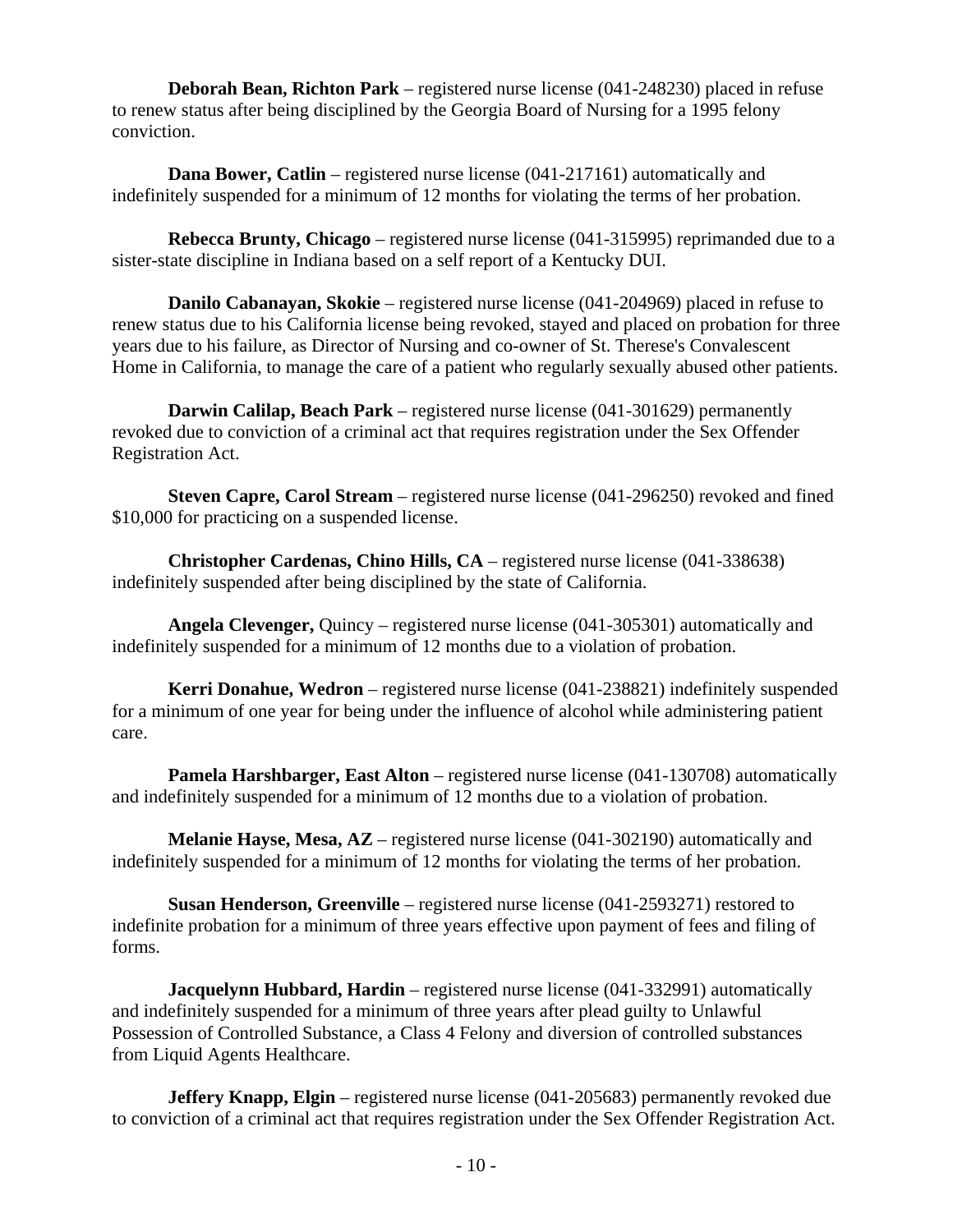**Deborah Bean, Richton Park** – registered nurse license (041-248230) placed in refuse to renew status after being disciplined by the Georgia Board of Nursing for a 1995 felony conviction.

**Dana Bower, Catlin** – registered nurse license (041-217161) automatically and indefinitely suspended for a minimum of 12 months for violating the terms of her probation.

**Rebecca Brunty, Chicago** – registered nurse license (041-315995) reprimanded due to a sister-state discipline in Indiana based on a self report of a Kentucky DUI.

**Danilo Cabanayan, Skokie** – registered nurse license (041-204969) placed in refuse to renew status due to his California license being revoked, stayed and placed on probation for three years due to his failure, as Director of Nursing and co-owner of St. Therese's Convalescent Home in California, to manage the care of a patient who regularly sexually abused other patients.

**Darwin Calilap, Beach Park** – registered nurse license (041-301629) permanently revoked due to conviction of a criminal act that requires registration under the Sex Offender Registration Act.

**Steven Capre, Carol Stream** – registered nurse license (041-296250) revoked and fined $10,000 for practicing on a suspended license.

**Christopher Cardenas, Chino Hills, CA** – registered nurse license (041-338638) indefinitely suspended after being disciplined by the state of California.

**Angela Clevenger,** Quincy – registered nurse license (041-305301) automatically and indefinitely suspended for a minimum of 12 months due to a violation of probation.

**Kerri Donahue, Wedron** – registered nurse license (041-238821) indefinitely suspended for a minimum of one year for being under the influence of alcohol while administering patient care.

**Pamela Harshbarger, East Alton** – registered nurse license (041-130708) automatically and indefinitely suspended for a minimum of 12 months due to a violation of probation.

**Melanie Hayse, Mesa, AZ** – registered nurse license (041-302190) automatically and indefinitely suspended for a minimum of 12 months for violating the terms of her probation.

**Susan Henderson, Greenville** – registered nurse license (041-2593271) restored to indefinite probation for a minimum of three years effective upon payment of fees and filing of forms.

**Jacquelynn Hubbard, Hardin** – registered nurse license (041-332991) automatically and indefinitely suspended for a minimum of three years after plead guilty to Unlawful Possession of Controlled Substance, a Class 4 Felony and diversion of controlled substances from Liquid Agents Healthcare.

**Jeffery Knapp, Elgin** – registered nurse license (041-205683) permanently revoked due to conviction of a criminal act that requires registration under the Sex Offender Registration Act.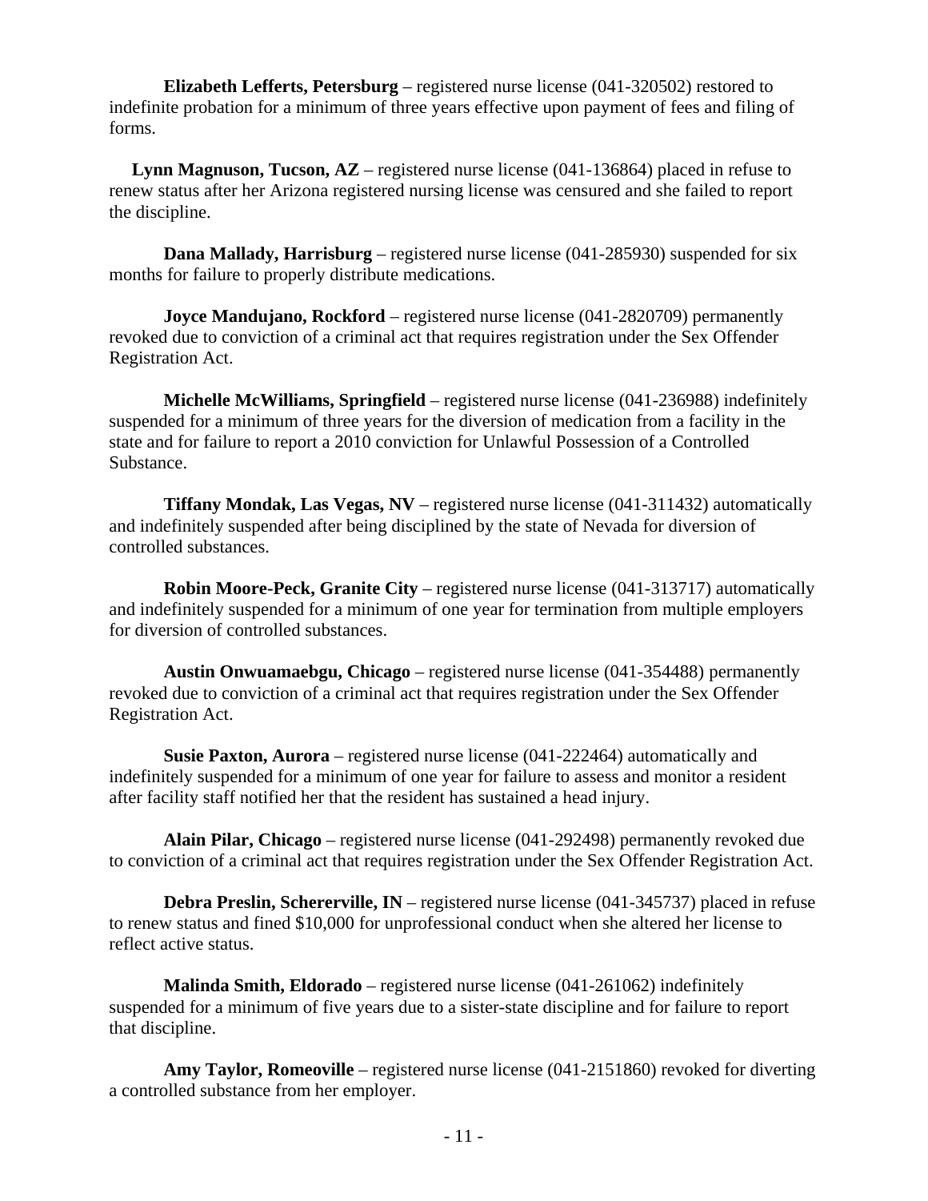**Elizabeth Lefferts, Petersburg** – registered nurse license (041-320502) restored to indefinite probation for a minimum of three years effective upon payment of fees and filing of forms.

**Lynn Magnuson, Tucson, AZ** – registered nurse license (041-136864) placed in refuse to renew status after her Arizona registered nursing license was censured and she failed to report the discipline.

**Dana Mallady, Harrisburg** – registered nurse license (041-285930) suspended for six months for failure to properly distribute medications.

**Joyce Mandujano, Rockford** – registered nurse license (041-2820709) permanently revoked due to conviction of a criminal act that requires registration under the Sex Offender Registration Act.

**Michelle McWilliams, Springfield** – registered nurse license (041-236988) indefinitely suspended for a minimum of three years for the diversion of medication from a facility in the state and for failure to report a 2010 conviction for Unlawful Possession of a Controlled Substance.

**Tiffany Mondak, Las Vegas, NV** – registered nurse license (041-311432) automatically and indefinitely suspended after being disciplined by the state of Nevada for diversion of controlled substances.

**Robin Moore-Peck, Granite City** – registered nurse license (041-313717) automatically and indefinitely suspended for a minimum of one year for termination from multiple employers for diversion of controlled substances.

**Austin Onwuamaebgu, Chicago** – registered nurse license (041-354488) permanently revoked due to conviction of a criminal act that requires registration under the Sex Offender Registration Act.

**Susie Paxton, Aurora** – registered nurse license (041-222464) automatically and indefinitely suspended for a minimum of one year for failure to assess and monitor a resident after facility staff notified her that the resident has sustained a head injury.

**Alain Pilar, Chicago** – registered nurse license (041-292498) permanently revoked due to conviction of a criminal act that requires registration under the Sex Offender Registration Act.

**Debra Preslin, Schererville, IN** – registered nurse license (041-345737) placed in refuse to renew status and fined $10,000 for unprofessional conduct when she altered her license to reflect active status.

**Malinda Smith, Eldorado** – registered nurse license (041-261062) indefinitely suspended for a minimum of five years due to a sister-state discipline and for failure to report that discipline.

**Amy Taylor, Romeoville** – registered nurse license (041-2151860) revoked for diverting a controlled substance from her employer.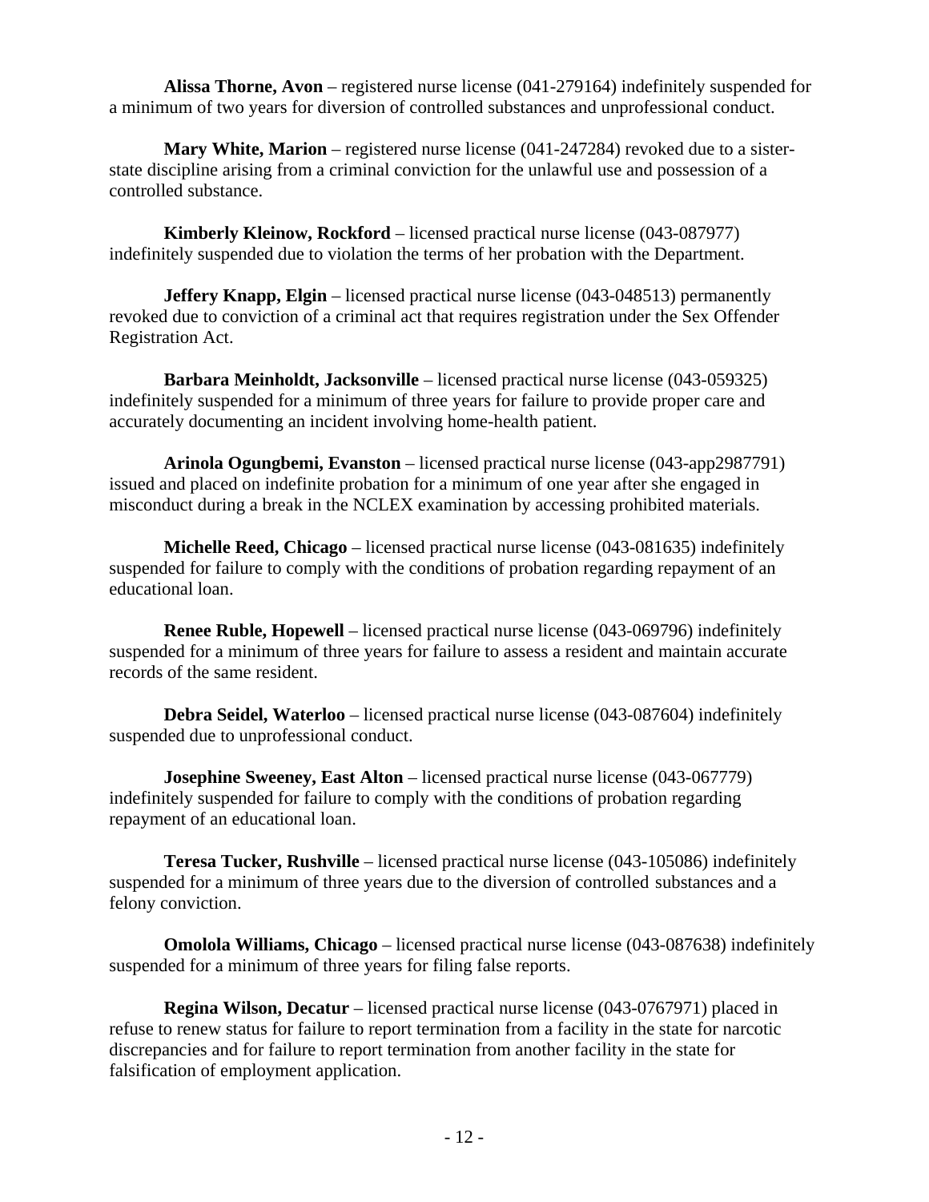**Alissa Thorne, Avon** – registered nurse license (041-279164) indefinitely suspended for a minimum of two years for diversion of controlled substances and unprofessional conduct.

**Mary White, Marion** – registered nurse license (041-247284) revoked due to a sister-state discipline arising from a criminal conviction for the unlawful use and possession of a controlled substance.

**Kimberly Kleinow, Rockford** – licensed practical nurse license (043-087977) indefinitely suspended due to violation the terms of her probation with the Department.

**Jeffery Knapp, Elgin** – licensed practical nurse license (043-048513) permanently revoked due to conviction of a criminal act that requires registration under the Sex Offender Registration Act.

**Barbara Meinholdt, Jacksonville** – licensed practical nurse license (043-059325) indefinitely suspended for a minimum of three years for failure to provide proper care and accurately documenting an incident involving home-health patient.

**Arinola Ogungbemi, Evanston** – licensed practical nurse license (043-app2987791) issued and placed on indefinite probation for a minimum of one year after she engaged in misconduct during a break in the NCLEX examination by accessing prohibited materials.

**Michelle Reed, Chicago** – licensed practical nurse license (043-081635) indefinitely suspended for failure to comply with the conditions of probation regarding repayment of an educational loan.

**Renee Ruble, Hopewell** – licensed practical nurse license (043-069796) indefinitely suspended for a minimum of three years for failure to assess a resident and maintain accurate records of the same resident.

**Debra Seidel, Waterloo** – licensed practical nurse license (043-087604) indefinitely suspended due to unprofessional conduct.

**Josephine Sweeney, East Alton** – licensed practical nurse license (043-067779) indefinitely suspended for failure to comply with the conditions of probation regarding repayment of an educational loan.

**Teresa Tucker, Rushville** – licensed practical nurse license (043-105086) indefinitely suspended for a minimum of three years due to the diversion of controlled substances and a felony conviction.

**Omolola Williams, Chicago** – licensed practical nurse license (043-087638) indefinitely suspended for a minimum of three years for filing false reports.

**Regina Wilson, Decatur** – licensed practical nurse license (043-0767971) placed in refuse to renew status for failure to report termination from a facility in the state for narcotic discrepancies and for failure to report termination from another facility in the state for falsification of employment application.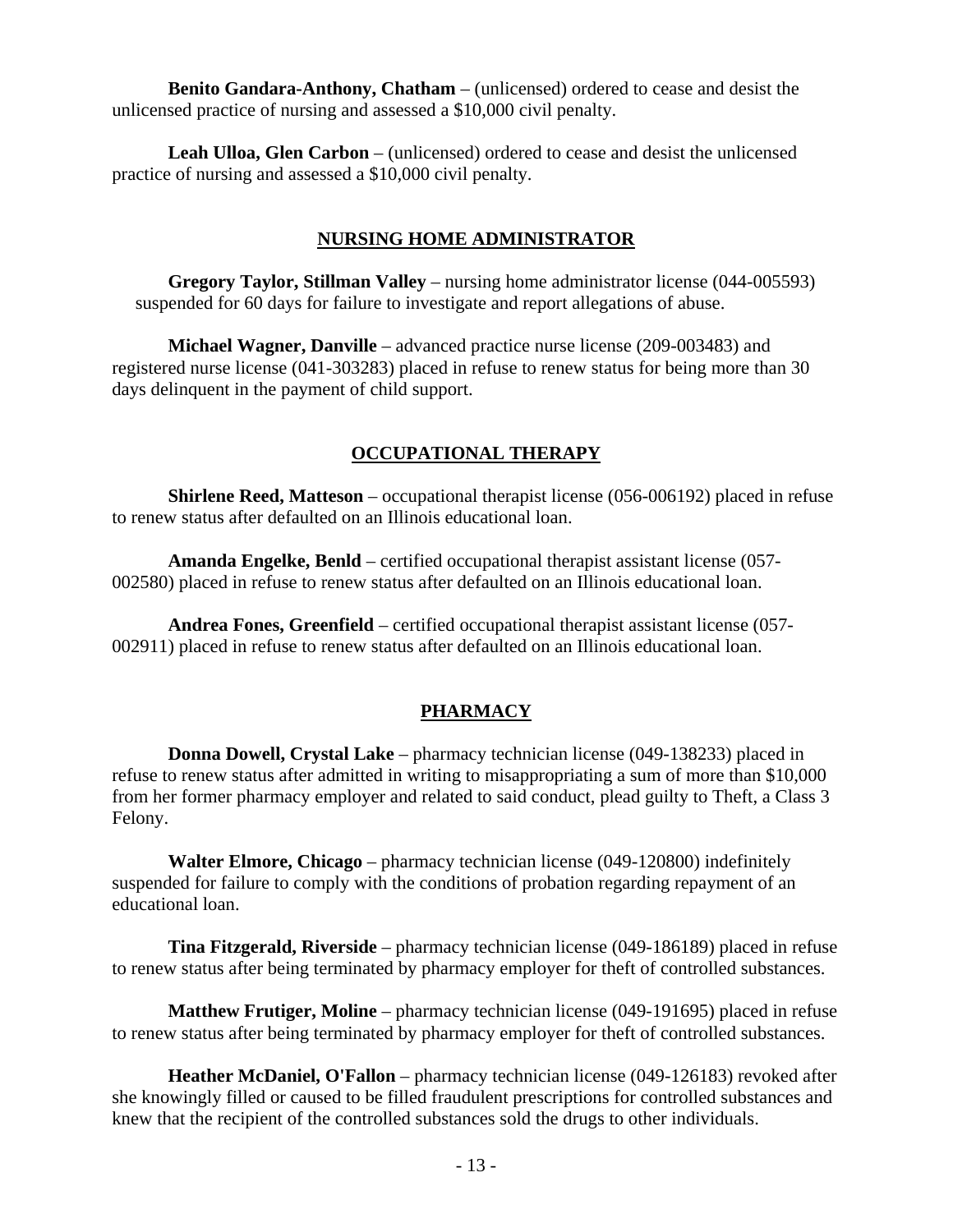**Benito Gandara-Anthony, Chatham** – (unlicensed) ordered to cease and desist the unlicensed practice of nursing and assessed a $10,000 civil penalty.

**Leah Ulloa, Glen Carbon** – (unlicensed) ordered to cease and desist the unlicensed practice of nursing and assessed a $10,000 civil penalty.

## NURSING HOME ADMINISTRATOR

**Gregory Taylor, Stillman Valley** – nursing home administrator license (044-005593) suspended for 60 days for failure to investigate and report allegations of abuse.

**Michael Wagner, Danville** – advanced practice nurse license (209-003483) and registered nurse license (041-303283) placed in refuse to renew status for being more than 30 days delinquent in the payment of child support.

## OCCUPATIONAL THERAPY

**Shirlene Reed, Matteson** – occupational therapist license (056-006192) placed in refuse to renew status after defaulted on an Illinois educational loan.

**Amanda Engelke, Benld** – certified occupational therapist assistant license (057-002580) placed in refuse to renew status after defaulted on an Illinois educational loan.

**Andrea Fones, Greenfield** – certified occupational therapist assistant license (057-002911) placed in refuse to renew status after defaulted on an Illinois educational loan.

## PHARMACY

**Donna Dowell, Crystal Lake** – pharmacy technician license (049-138233) placed in refuse to renew status after admitted in writing to misappropriating a sum of more than $10,000 from her former pharmacy employer and related to said conduct, plead guilty to Theft, a Class 3 Felony.

**Walter Elmore, Chicago** – pharmacy technician license (049-120800) indefinitely suspended for failure to comply with the conditions of probation regarding repayment of an educational loan.

**Tina Fitzgerald, Riverside** – pharmacy technician license (049-186189) placed in refuse to renew status after being terminated by pharmacy employer for theft of controlled substances.

**Matthew Frutiger, Moline** – pharmacy technician license (049-191695) placed in refuse to renew status after being terminated by pharmacy employer for theft of controlled substances.

**Heather McDaniel, O'Fallon** – pharmacy technician license (049-126183) revoked after she knowingly filled or caused to be filled fraudulent prescriptions for controlled substances and knew that the recipient of the controlled substances sold the drugs to other individuals.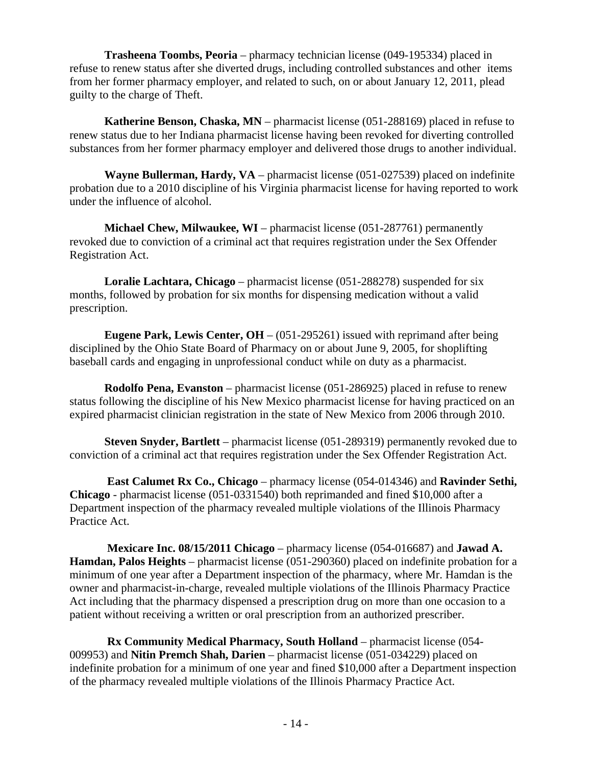**Trasheena Toombs, Peoria** – pharmacy technician license (049-195334) placed in refuse to renew status after she diverted drugs, including controlled substances and other items from her former pharmacy employer, and related to such, on or about January 12, 2011, plead guilty to the charge of Theft.

**Katherine Benson, Chaska, MN** – pharmacist license (051-288169) placed in refuse to renew status due to her Indiana pharmacist license having been revoked for diverting controlled substances from her former pharmacy employer and delivered those drugs to another individual.

**Wayne Bullerman, Hardy, VA** – pharmacist license (051-027539) placed on indefinite probation due to a 2010 discipline of his Virginia pharmacist license for having reported to work under the influence of alcohol.

**Michael Chew, Milwaukee, WI** – pharmacist license (051-287761) permanently revoked due to conviction of a criminal act that requires registration under the Sex Offender Registration Act.

**Loralie Lachtara, Chicago** – pharmacist license (051-288278) suspended for six months, followed by probation for six months for dispensing medication without a valid prescription.

**Eugene Park, Lewis Center, OH** – (051-295261) issued with reprimand after being disciplined by the Ohio State Board of Pharmacy on or about June 9, 2005, for shoplifting baseball cards and engaging in unprofessional conduct while on duty as a pharmacist.

**Rodolfo Pena, Evanston** – pharmacist license (051-286925) placed in refuse to renew status following the discipline of his New Mexico pharmacist license for having practiced on an expired pharmacist clinician registration in the state of New Mexico from 2006 through 2010.

**Steven Snyder, Bartlett** – pharmacist license (051-289319) permanently revoked due to conviction of a criminal act that requires registration under the Sex Offender Registration Act.

**East Calumet Rx Co., Chicago** – pharmacy license (054-014346) and **Ravinder Sethi, Chicago** - pharmacist license (051-0331540) both reprimanded and fined $10,000 after a Department inspection of the pharmacy revealed multiple violations of the Illinois Pharmacy Practice Act.

**Mexicare Inc. 08/15/2011 Chicago** – pharmacy license (054-016687) and **Jawad A. Hamdan, Palos Heights** – pharmacist license (051-290360) placed on indefinite probation for a minimum of one year after a Department inspection of the pharmacy, where Mr. Hamdan is the owner and pharmacist-in-charge, revealed multiple violations of the Illinois Pharmacy Practice Act including that the pharmacy dispensed a prescription drug on more than one occasion to a patient without receiving a written or oral prescription from an authorized prescriber.

**Rx Community Medical Pharmacy, South Holland** – pharmacist license (054-009953) and **Nitin Premch Shah, Darien** – pharmacist license (051-034229) placed on indefinite probation for a minimum of one year and fined $10,000 after a Department inspection of the pharmacy revealed multiple violations of the Illinois Pharmacy Practice Act.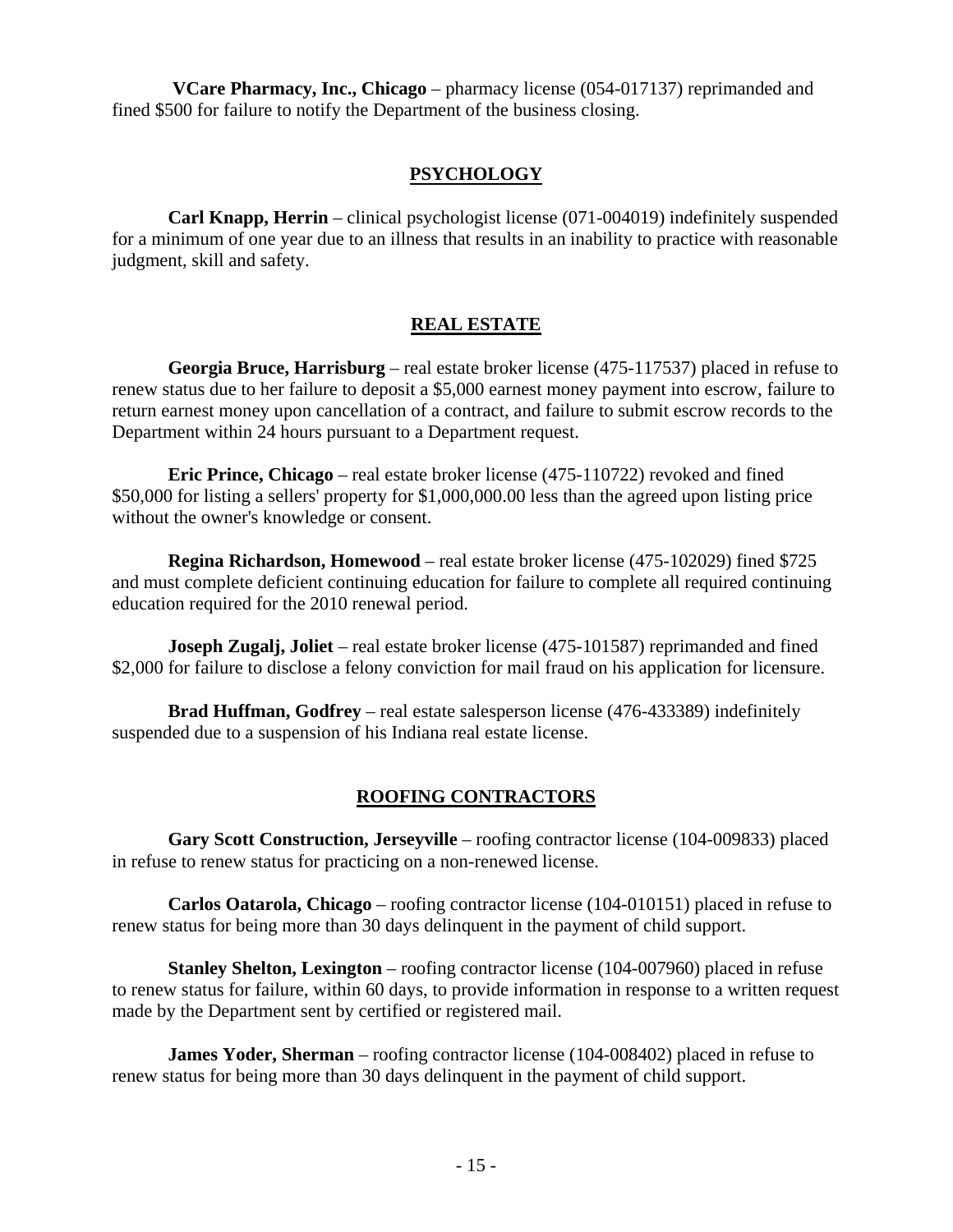**VCare Pharmacy, Inc., Chicago** – pharmacy license (054-017137) reprimanded and fined $500 for failure to notify the Department of the business closing.

## PSYCHOLOGY

**Carl Knapp, Herrin** – clinical psychologist license (071-004019) indefinitely suspended for a minimum of one year due to an illness that results in an inability to practice with reasonable judgment, skill and safety.

## REAL ESTATE

**Georgia Bruce, Harrisburg** – real estate broker license (475-117537) placed in refuse to renew status due to her failure to deposit a $5,000 earnest money payment into escrow, failure to return earnest money upon cancellation of a contract, and failure to submit escrow records to the Department within 24 hours pursuant to a Department request.

**Eric Prince, Chicago** – real estate broker license (475-110722) revoked and fined $50,000 for listing a sellers' property for $1,000,000.00 less than the agreed upon listing price without the owner's knowledge or consent.

**Regina Richardson, Homewood** – real estate broker license (475-102029) fined $725 and must complete deficient continuing education for failure to complete all required continuing education required for the 2010 renewal period.

**Joseph Zugalj, Joliet** – real estate broker license (475-101587) reprimanded and fined $2,000 for failure to disclose a felony conviction for mail fraud on his application for licensure.

**Brad Huffman, Godfrey** – real estate salesperson license (476-433389) indefinitely suspended due to a suspension of his Indiana real estate license.

## ROOFING CONTRACTORS

**Gary Scott Construction, Jerseyville** – roofing contractor license (104-009833) placed in refuse to renew status for practicing on a non-renewed license.

**Carlos Oatarola, Chicago** – roofing contractor license (104-010151) placed in refuse to renew status for being more than 30 days delinquent in the payment of child support.

**Stanley Shelton, Lexington** – roofing contractor license (104-007960) placed in refuse to renew status for failure, within 60 days, to provide information in response to a written request made by the Department sent by certified or registered mail.

**James Yoder, Sherman** – roofing contractor license (104-008402) placed in refuse to renew status for being more than 30 days delinquent in the payment of child support.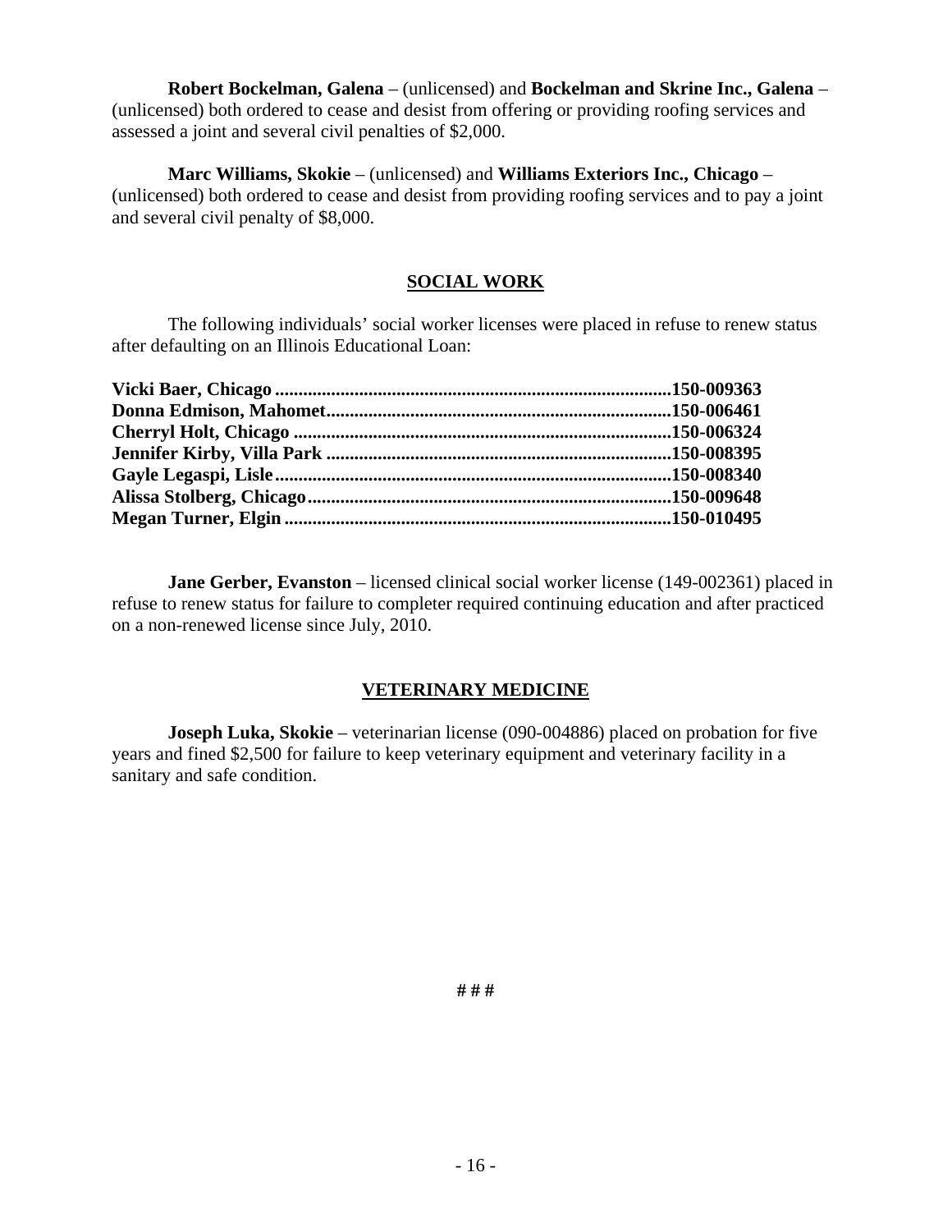**Robert Bockelman, Galena** – (unlicensed) and **Bockelman and Skrine Inc., Galena** – (unlicensed) both ordered to cease and desist from offering or providing roofing services and assessed a joint and several civil penalties of $2,000.

**Marc Williams, Skokie** – (unlicensed) and **Williams Exteriors Inc., Chicago** – (unlicensed) both ordered to cease and desist from providing roofing services and to pay a joint and several civil penalty of $8,000.

## SOCIAL WORK

The following individuals' social worker licenses were placed in refuse to renew status after defaulting on an Illinois Educational Loan:

**Vicki Baer, Chicago ....................................................................................150-009363**
**Donna Edmison, Mahomet.........................................................................150-006461**
**Cherryl Holt, Chicago ................................................................................150-006324**
**Jennifer Kirby, Villa Park .........................................................................150-008395**
**Gayle Legaspi, Lisle...................................................................................150-008340**
**Alissa Stolberg, Chicago............................................................................150-009648**
**Megan Turner, Elgin .................................................................................150-010495**

**Jane Gerber, Evanston** – licensed clinical social worker license (149-002361) placed in refuse to renew status for failure to completer required continuing education and after practiced on a non-renewed license since July, 2010.

## VETERINARY MEDICINE

**Joseph Luka, Skokie** – veterinarian license (090-004886) placed on probation for five years and fined $2,500 for failure to keep veterinary equipment and veterinary facility in a sanitary and safe condition.

# # #